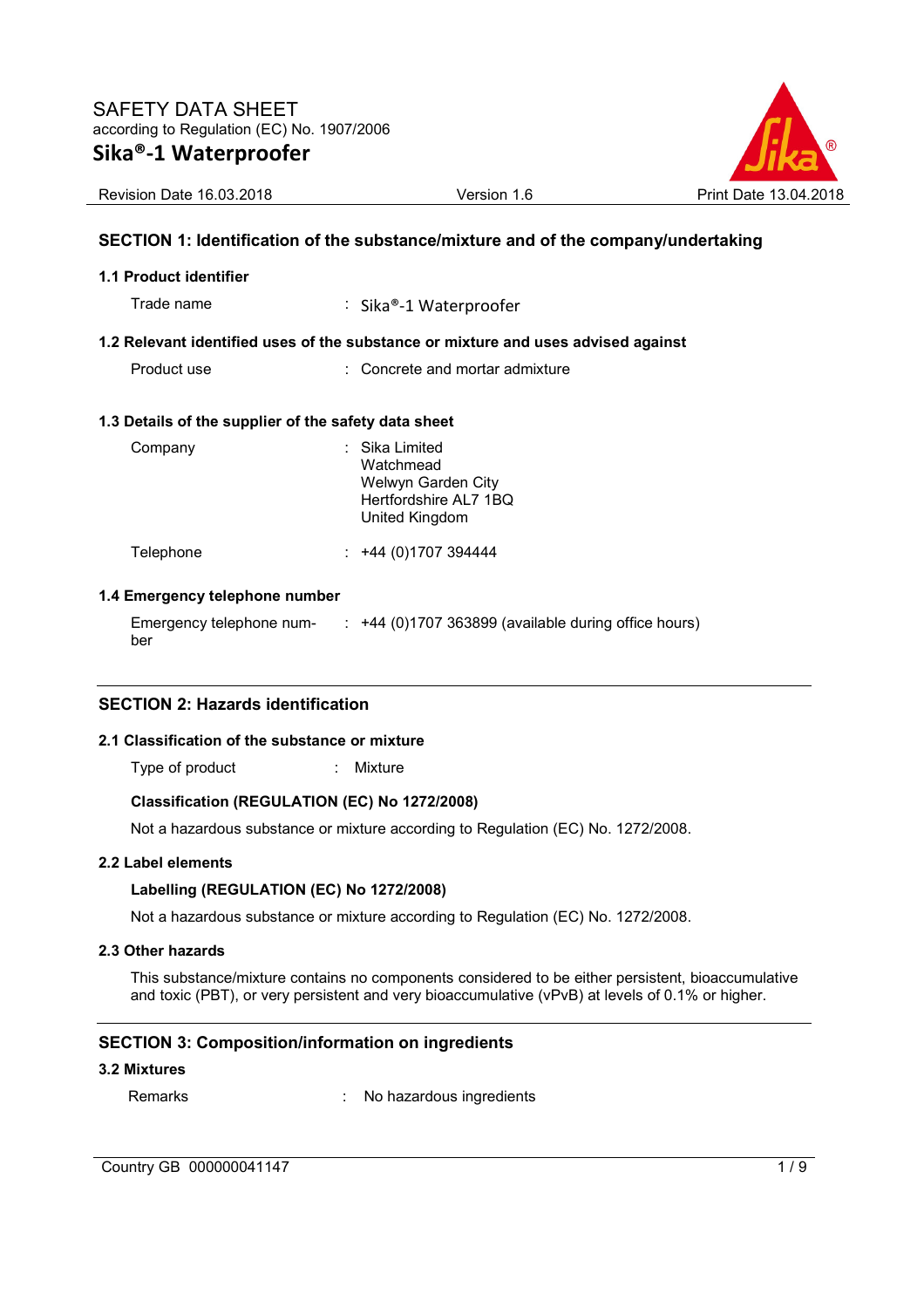# SAFETY DATA SHEET

according to Regulation (EC) No. 1907/2006

## Sika®-1 Waterproofer

Revision Date 16.03.2018 | Version 1.6 | Print Date 13.04.2018

## SECTION 1: Identification of the substance/mixture and of the company/undertaking

### 1.1 Product identifier

Trade name : Sika®-1 Waterproofer

### 1.2 Relevant identified uses of the substance or mixture and uses advised against

Product use : Concrete and mortar admixture

### 1.3 Details of the supplier of the safety data sheet

Company : Sika Limited
Watchmead
Welwyn Garden City
Hertfordshire AL7 1BQ
United Kingdom

Telephone : +44 (0)1707 394444

### 1.4 Emergency telephone number

Emergency telephone number : +44 (0)1707 363899 (available during office hours)

## SECTION 2: Hazards identification

### 2.1 Classification of the substance or mixture

Type of product : Mixture

**Classification (REGULATION (EC) No 1272/2008)**

Not a hazardous substance or mixture according to Regulation (EC) No. 1272/2008.

### 2.2 Label elements

**Labelling (REGULATION (EC) No 1272/2008)**

Not a hazardous substance or mixture according to Regulation (EC) No. 1272/2008.

### 2.3 Other hazards

This substance/mixture contains no components considered to be either persistent, bioaccumulative and toxic (PBT), or very persistent and very bioaccumulative (vPvB) at levels of 0.1% or higher.

## SECTION 3: Composition/information on ingredients

### 3.2 Mixtures

Remarks : No hazardous ingredients

Country GB 000000041147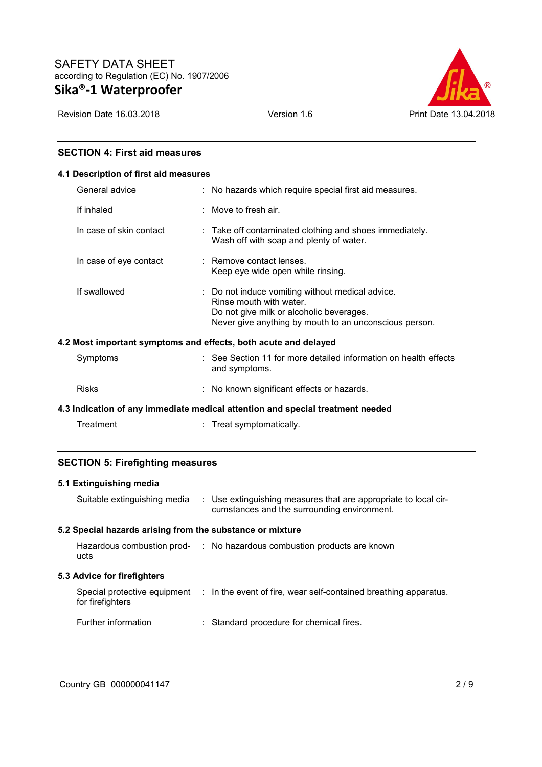## SECTION 4: First aid measures

### 4.1 Description of first aid measures

| | |
|---|---|
| General advice | : No hazards which require special first aid measures. |
| If inhaled | : Move to fresh air. |
| In case of skin contact | : Take off contaminated clothing and shoes immediately.<br>Wash off with soap and plenty of water. |
| In case of eye contact | : Remove contact lenses.<br>Keep eye wide open while rinsing. |
| If swallowed | : Do not induce vomiting without medical advice.<br>Rinse mouth with water.<br>Do not give milk or alcoholic beverages.<br>Never give anything by mouth to an unconscious person. |

### 4.2 Most important symptoms and effects, both acute and delayed

| | |
|---|---|
| Symptoms | : See Section 11 for more detailed information on health effects and symptoms. |
| Risks | : No known significant effects or hazards. |

### 4.3 Indication of any immediate medical attention and special treatment needed

| | |
|---|---|
| Treatment | : Treat symptomatically. |

## SECTION 5: Firefighting measures

### 5.1 Extinguishing media

| | |
|---|---|
| Suitable extinguishing media | : Use extinguishing measures that are appropriate to local circumstances and the surrounding environment. |

### 5.2 Special hazards arising from the substance or mixture

| | |
|---|---|
| Hazardous combustion products | : No hazardous combustion products are known |

### 5.3 Advice for firefighters

| | |
|---|---|
| Special protective equipment for firefighters | : In the event of fire, wear self-contained breathing apparatus. |
| Further information | : Standard procedure for chemical fires. |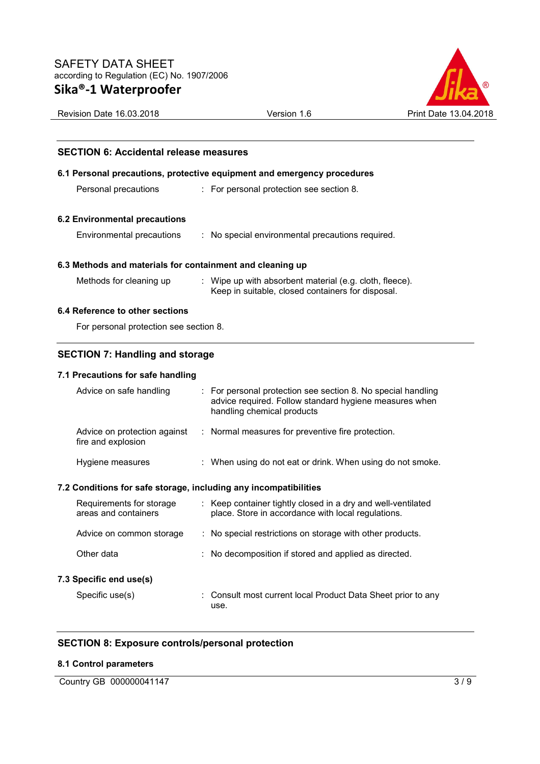## SECTION 6: Accidental release measures

### 6.1 Personal precautions, protective equipment and emergency procedures

| | |
|---|---|
| Personal precautions | : For personal protection see section 8. |

### 6.2 Environmental precautions

| | |
|---|---|
| Environmental precautions | : No special environmental precautions required. |

### 6.3 Methods and materials for containment and cleaning up

| | |
|---|---|
| Methods for cleaning up | : Wipe up with absorbent material (e.g. cloth, fleece). Keep in suitable, closed containers for disposal. |

### 6.4 Reference to other sections

For personal protection see section 8.

## SECTION 7: Handling and storage

### 7.1 Precautions for safe handling

| | |
|---|---|
| Advice on safe handling | : For personal protection see section 8. No special handling advice required. Follow standard hygiene measures when handling chemical products |
| Advice on protection against fire and explosion | : Normal measures for preventive fire protection. |
| Hygiene measures | : When using do not eat or drink. When using do not smoke. |

### 7.2 Conditions for safe storage, including any incompatibilities

| | |
|---|---|
| Requirements for storage areas and containers | : Keep container tightly closed in a dry and well-ventilated place. Store in accordance with local regulations. |
| Advice on common storage | : No special restrictions on storage with other products. |
| Other data | : No decomposition if stored and applied as directed. |

### 7.3 Specific end use(s)

| | |
|---|---|
| Specific use(s) | : Consult most current local Product Data Sheet prior to any use. |

## SECTION 8: Exposure controls/personal protection

### 8.1 Control parameters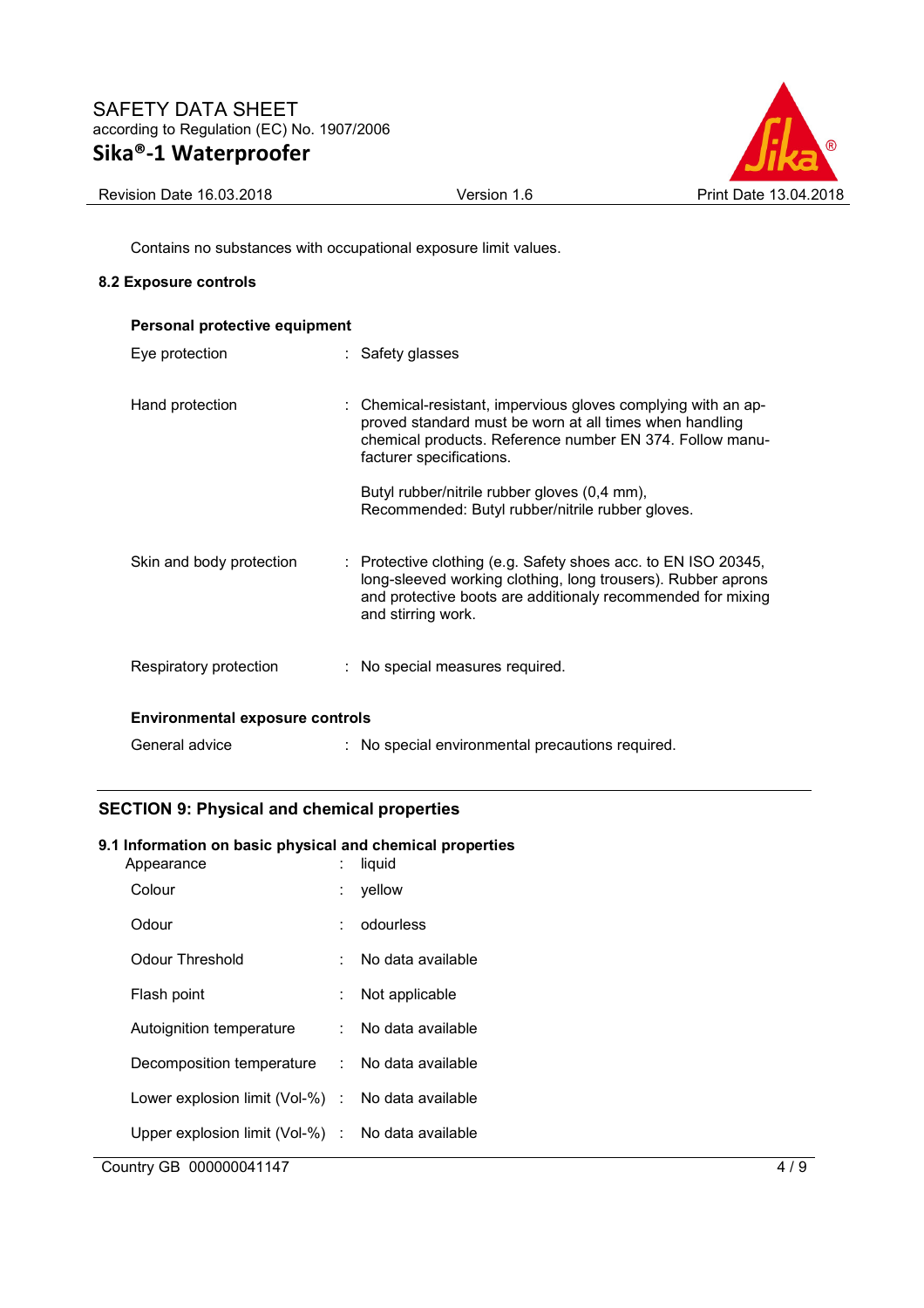Contains no substances with occupational exposure limit values.

### 8.2 Exposure controls

**Personal protective equipment**

| | | |
|---|---|---|
| Eye protection | : | Safety glasses |
| Hand protection | : | Chemical-resistant, impervious gloves complying with an approved standard must be worn at all times when handling chemical products. Reference number EN 374. Follow manufacturer specifications.<br><br>Butyl rubber/nitrile rubber gloves (0,4 mm), Recommended: Butyl rubber/nitrile rubber gloves. |
| Skin and body protection | : | Protective clothing (e.g. Safety shoes acc. to EN ISO 20345, long-sleeved working clothing, long trousers). Rubber aprons and protective boots are additionaly recommended for mixing and stirring work. |
| Respiratory protection | : | No special measures required. |

**Environmental exposure controls**

| | | |
|---|---|---|
| General advice | : | No special environmental precautions required. |

## SECTION 9: Physical and chemical properties

### 9.1 Information on basic physical and chemical properties

| | | |
|---|---|---|
| Appearance | : | liquid |
| Colour | : | yellow |
| Odour | : | odourless |
| Odour Threshold | : | No data available |
| Flash point | : | Not applicable |
| Autoignition temperature | : | No data available |
| Decomposition temperature | : | No data available |
| Lower explosion limit (Vol-%) | : | No data available |
| Upper explosion limit (Vol-%) | : | No data available |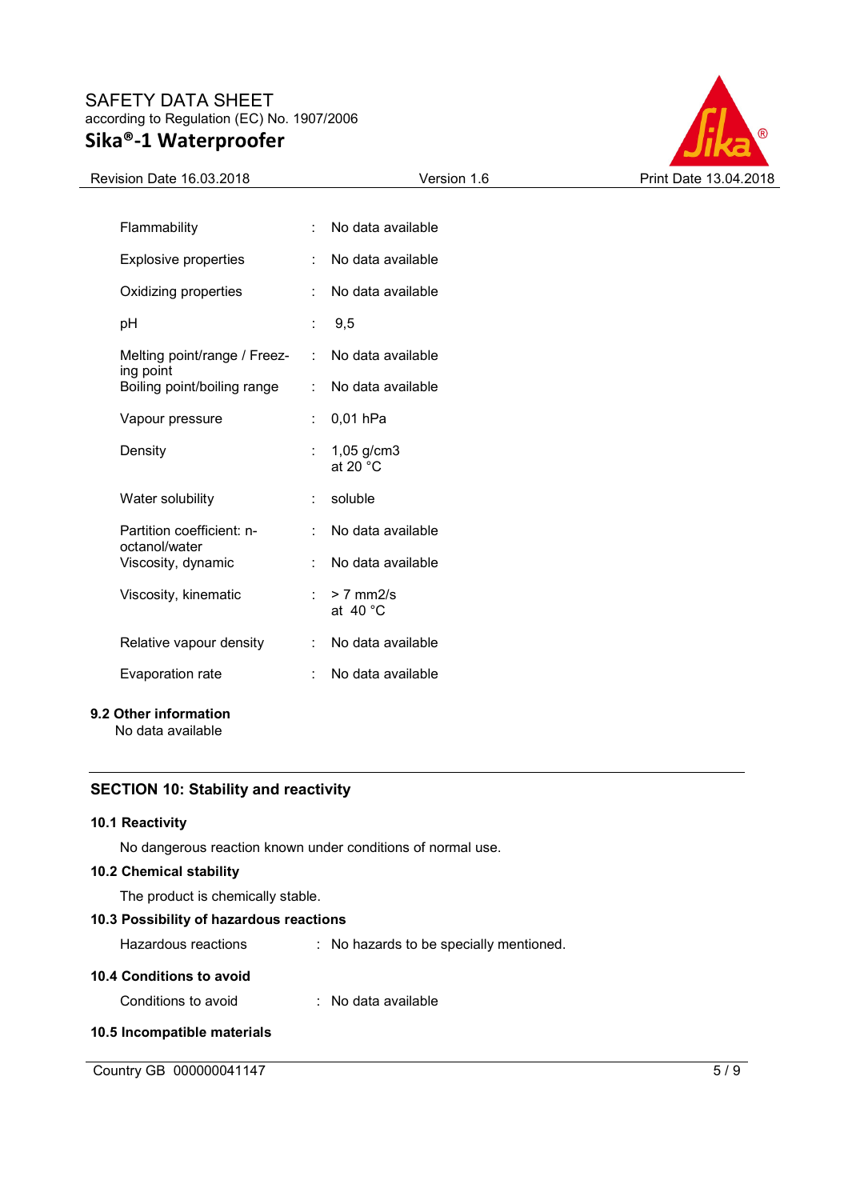| | | |
|---|---|---|
| Flammability | : | No data available |
| Explosive properties | : | No data available |
| Oxidizing properties | : | No data available |
| pH | : | 9,5 |
| Melting point/range / Freezing point | : | No data available |
| Boiling point/boiling range | : | No data available |
| Vapour pressure | : | 0,01 hPa |
| Density | : | 1,05 g/cm3<br>at 20 °C |
| Water solubility | : | soluble |
| Partition coefficient: n-octanol/water | : | No data available |
| Viscosity, dynamic | : | No data available |
| Viscosity, kinematic | : | > 7 mm2/s<br>at 40 °C |
| Relative vapour density | : | No data available |
| Evaporation rate | : | No data available |

### 9.2 Other information

No data available

## SECTION 10: Stability and reactivity

### 10.1 Reactivity

No dangerous reaction known under conditions of normal use.

### 10.2 Chemical stability

The product is chemically stable.

### 10.3 Possibility of hazardous reactions

Hazardous reactions : No hazards to be specially mentioned.

### 10.4 Conditions to avoid

Conditions to avoid : No data available

### 10.5 Incompatible materials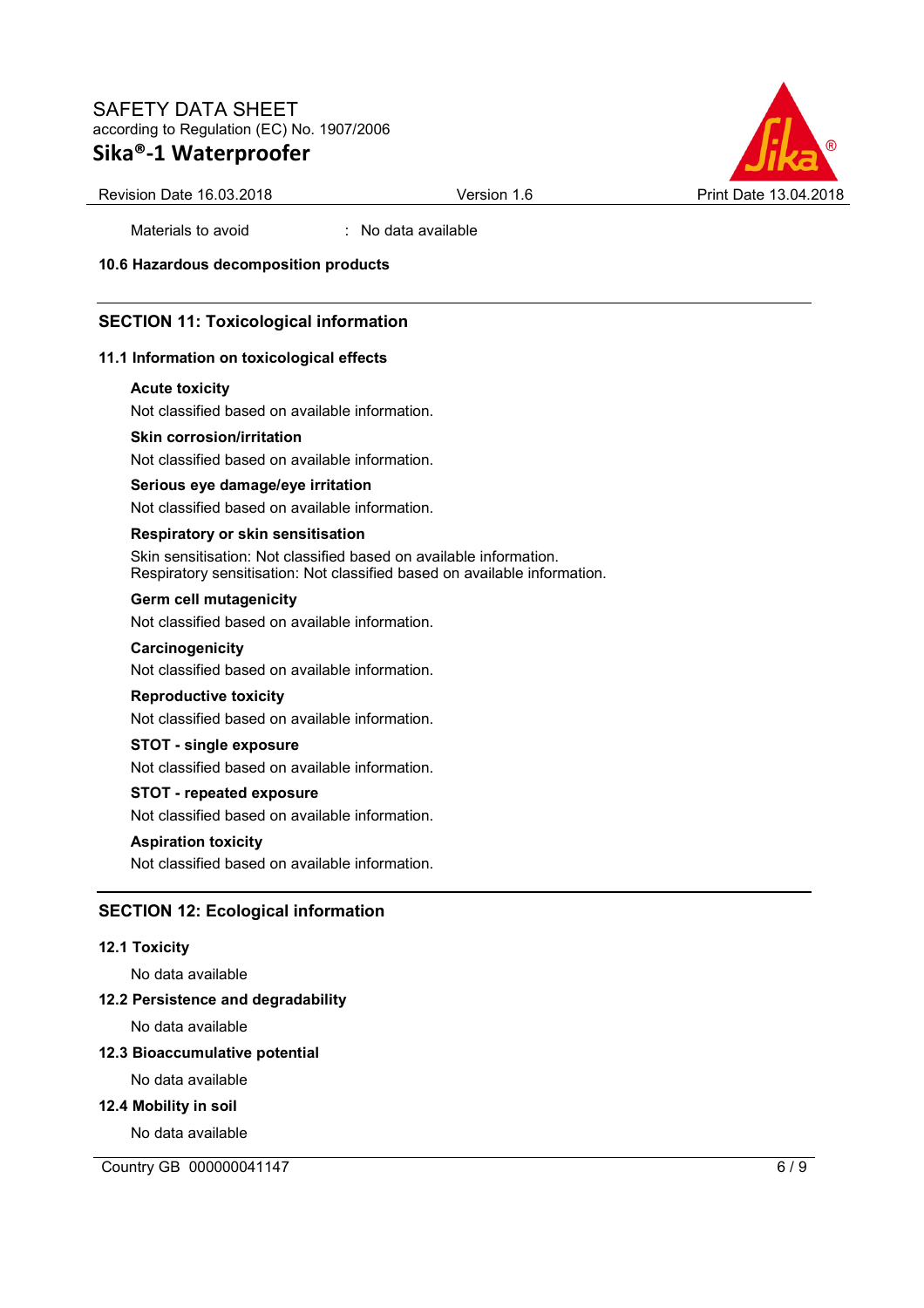Materials to avoid : No data available

**10.6 Hazardous decomposition products**

## SECTION 11: Toxicological information

### 11.1 Information on toxicological effects

**Acute toxicity**

Not classified based on available information.

**Skin corrosion/irritation**

Not classified based on available information.

**Serious eye damage/eye irritation**

Not classified based on available information.

**Respiratory or skin sensitisation**

Skin sensitisation: Not classified based on available information.
Respiratory sensitisation: Not classified based on available information.

**Germ cell mutagenicity**

Not classified based on available information.

**Carcinogenicity**

Not classified based on available information.

**Reproductive toxicity**

Not classified based on available information.

**STOT - single exposure**

Not classified based on available information.

**STOT - repeated exposure**

Not classified based on available information.

**Aspiration toxicity**

Not classified based on available information.

## SECTION 12: Ecological information

### 12.1 Toxicity

No data available

### 12.2 Persistence and degradability

No data available

### 12.3 Bioaccumulative potential

No data available

### 12.4 Mobility in soil

No data available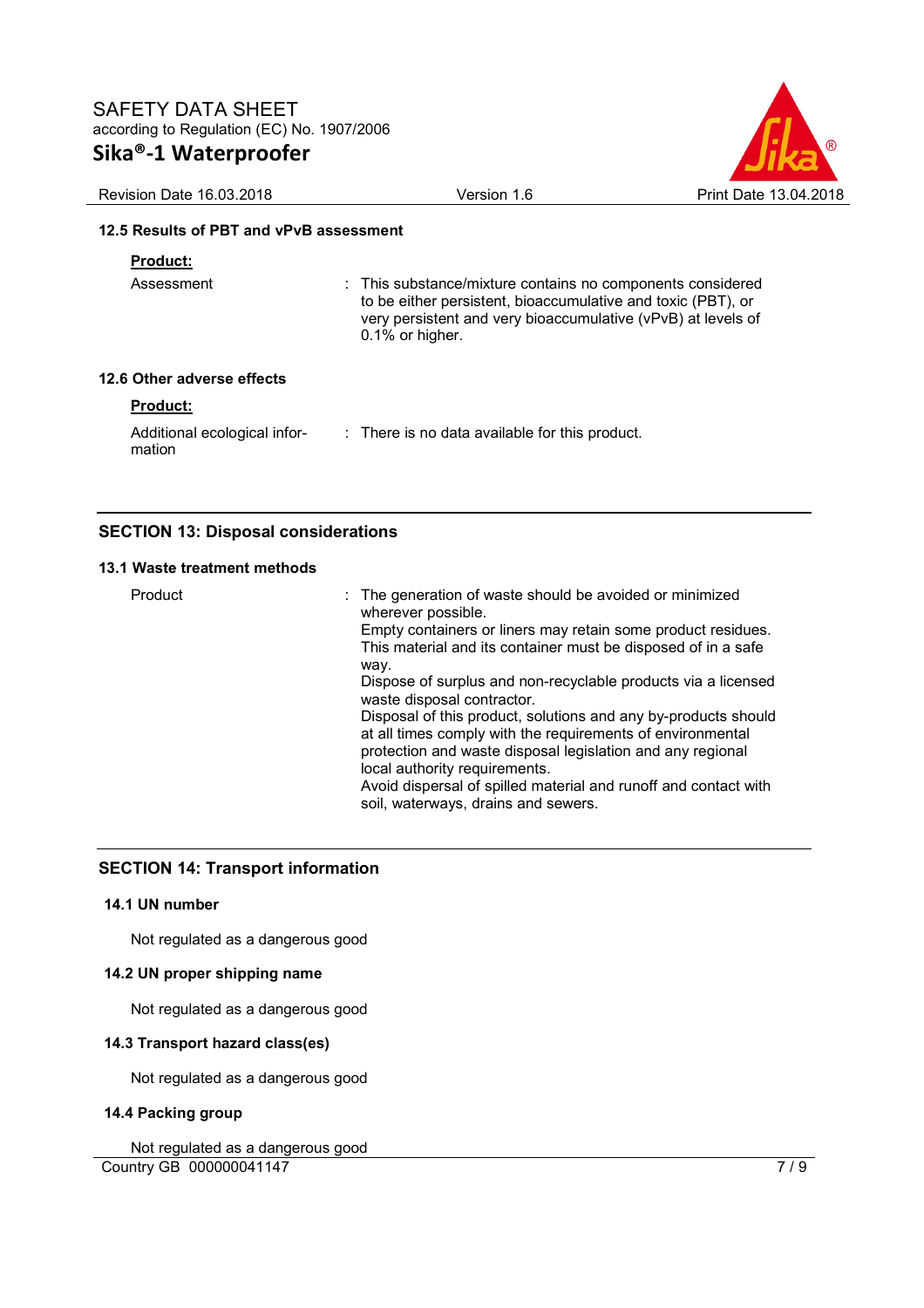### 12.5 Results of PBT and vPvB assessment

**Product:**

| | |
|---|---|
| Assessment | : This substance/mixture contains no components considered to be either persistent, bioaccumulative and toxic (PBT), or very persistent and very bioaccumulative (vPvB) at levels of 0.1% or higher. |

### 12.6 Other adverse effects

**Product:**

| | |
|---|---|
| Additional ecological information | : There is no data available for this product. |

## SECTION 13: Disposal considerations

### 13.1 Waste treatment methods

| | |
|---|---|
| Product | : The generation of waste should be avoided or minimized wherever possible. Empty containers or liners may retain some product residues. This material and its container must be disposed of in a safe way. Dispose of surplus and non-recyclable products via a licensed waste disposal contractor. Disposal of this product, solutions and any by-products should at all times comply with the requirements of environmental protection and waste disposal legislation and any regional local authority requirements. Avoid dispersal of spilled material and runoff and contact with soil, waterways, drains and sewers. |

## SECTION 14: Transport information

### 14.1 UN number

Not regulated as a dangerous good

### 14.2 UN proper shipping name

Not regulated as a dangerous good

### 14.3 Transport hazard class(es)

Not regulated as a dangerous good

### 14.4 Packing group

Not regulated as a dangerous good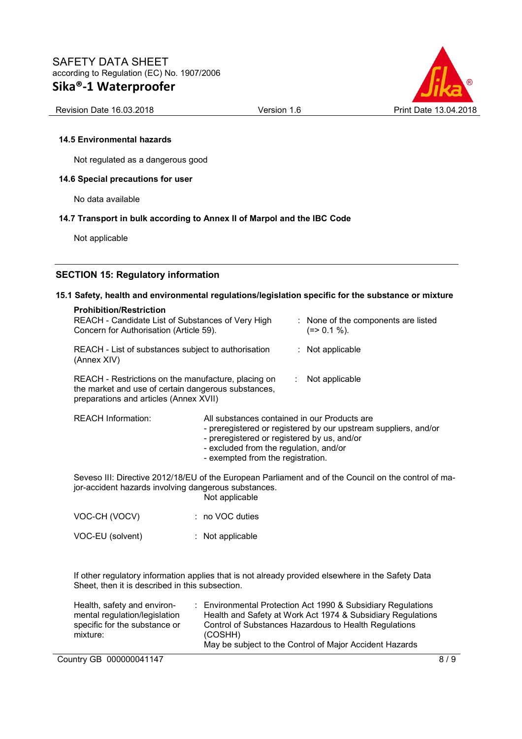### 14.5 Environmental hazards

Not regulated as a dangerous good

### 14.6 Special precautions for user

No data available

### 14.7 Transport in bulk according to Annex II of Marpol and the IBC Code

Not applicable

## SECTION 15: Regulatory information

### 15.1 Safety, health and environmental regulations/legislation specific for the substance or mixture

**Prohibition/Restriction**

REACH - Candidate List of Substances of Very High Concern for Authorisation (Article 59). : None of the components are listed (=> 0.1 %).

REACH - List of substances subject to authorisation (Annex XIV) : Not applicable

REACH - Restrictions on the manufacture, placing on the market and use of certain dangerous substances, preparations and articles (Annex XVII) : Not applicable

REACH Information: All substances contained in our Products are
- preregistered or registered by our upstream suppliers, and/or
- preregistered or registered by us, and/or
- excluded from the regulation, and/or
- exempted from the registration.

Seveso III: Directive 2012/18/EU of the European Parliament and of the Council on the control of major-accident hazards involving dangerous substances.
Not applicable

VOC-CH (VOCV) : no VOC duties

VOC-EU (solvent) : Not applicable

If other regulatory information applies that is not already provided elsewhere in the Safety Data Sheet, then it is described in this subsection.

Health, safety and environmental regulation/legislation specific for the substance or mixture: : Environmental Protection Act 1990 & Subsidiary Regulations
Health and Safety at Work Act 1974 & Subsidiary Regulations
Control of Substances Hazardous to Health Regulations (COSHH)
May be subject to the Control of Major Accident Hazards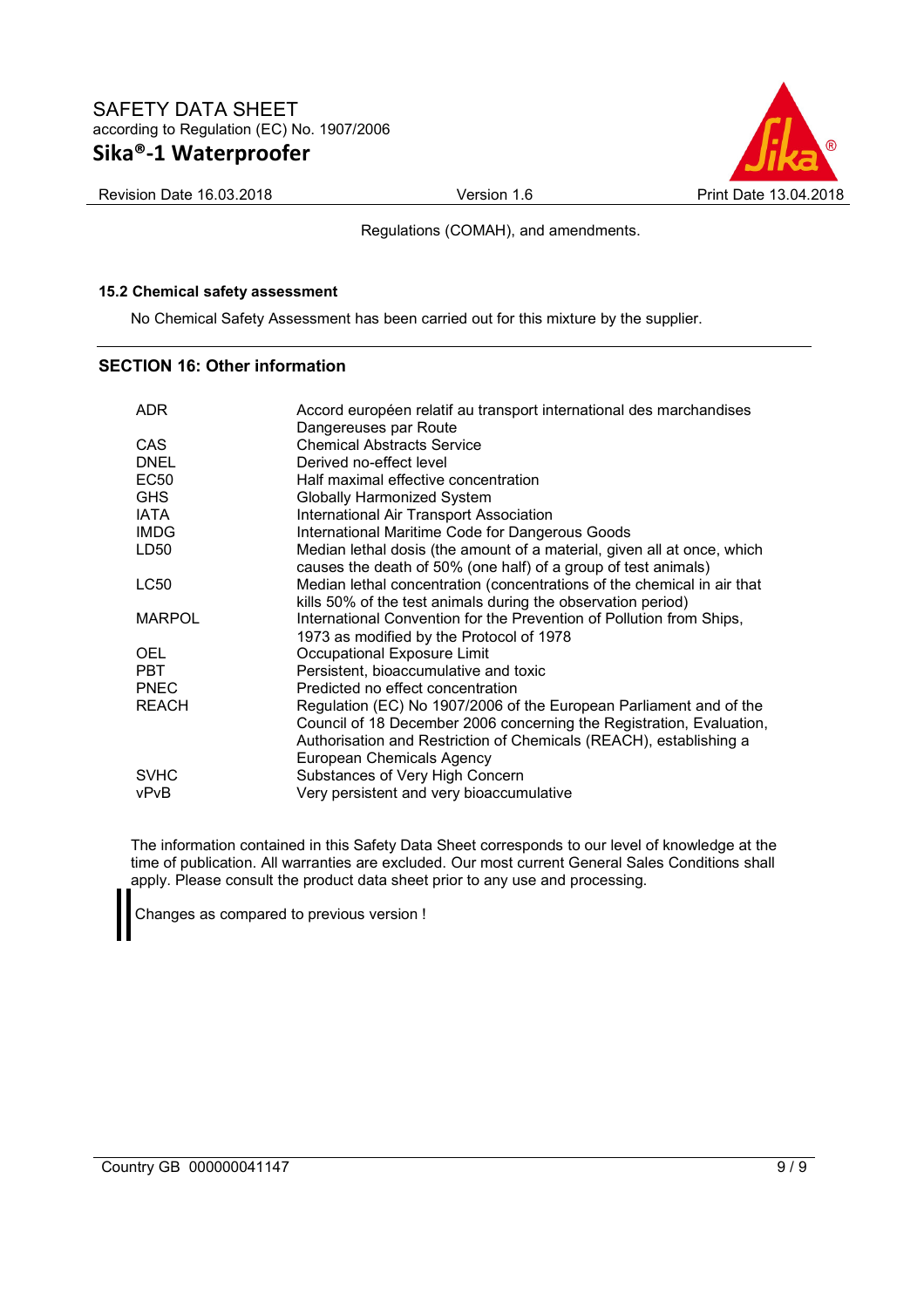Regulations (COMAH), and amendments.

### 15.2 Chemical safety assessment

No Chemical Safety Assessment has been carried out for this mixture by the supplier.

## SECTION 16: Other information

| | |
|---|---|
| ADR | Accord européen relatif au transport international des marchandises Dangereuses par Route |
| CAS | Chemical Abstracts Service |
| DNEL | Derived no-effect level |
| EC50 | Half maximal effective concentration |
| GHS | Globally Harmonized System |
| IATA | International Air Transport Association |
| IMDG | International Maritime Code for Dangerous Goods |
| LD50 | Median lethal dosis (the amount of a material, given all at once, which causes the death of 50% (one half) of a group of test animals) |
| LC50 | Median lethal concentration (concentrations of the chemical in air that kills 50% of the test animals during the observation period) |
| MARPOL | International Convention for the Prevention of Pollution from Ships, 1973 as modified by the Protocol of 1978 |
| OEL | Occupational Exposure Limit |
| PBT | Persistent, bioaccumulative and toxic |
| PNEC | Predicted no effect concentration |
| REACH | Regulation (EC) No 1907/2006 of the European Parliament and of the Council of 18 December 2006 concerning the Registration, Evaluation, Authorisation and Restriction of Chemicals (REACH), establishing a European Chemicals Agency |
| SVHC | Substances of Very High Concern |
| vPvB | Very persistent and very bioaccumulative |

The information contained in this Safety Data Sheet corresponds to our level of knowledge at the time of publication. All warranties are excluded. Our most current General Sales Conditions shall apply. Please consult the product data sheet prior to any use and processing.

Changes as compared to previous version !